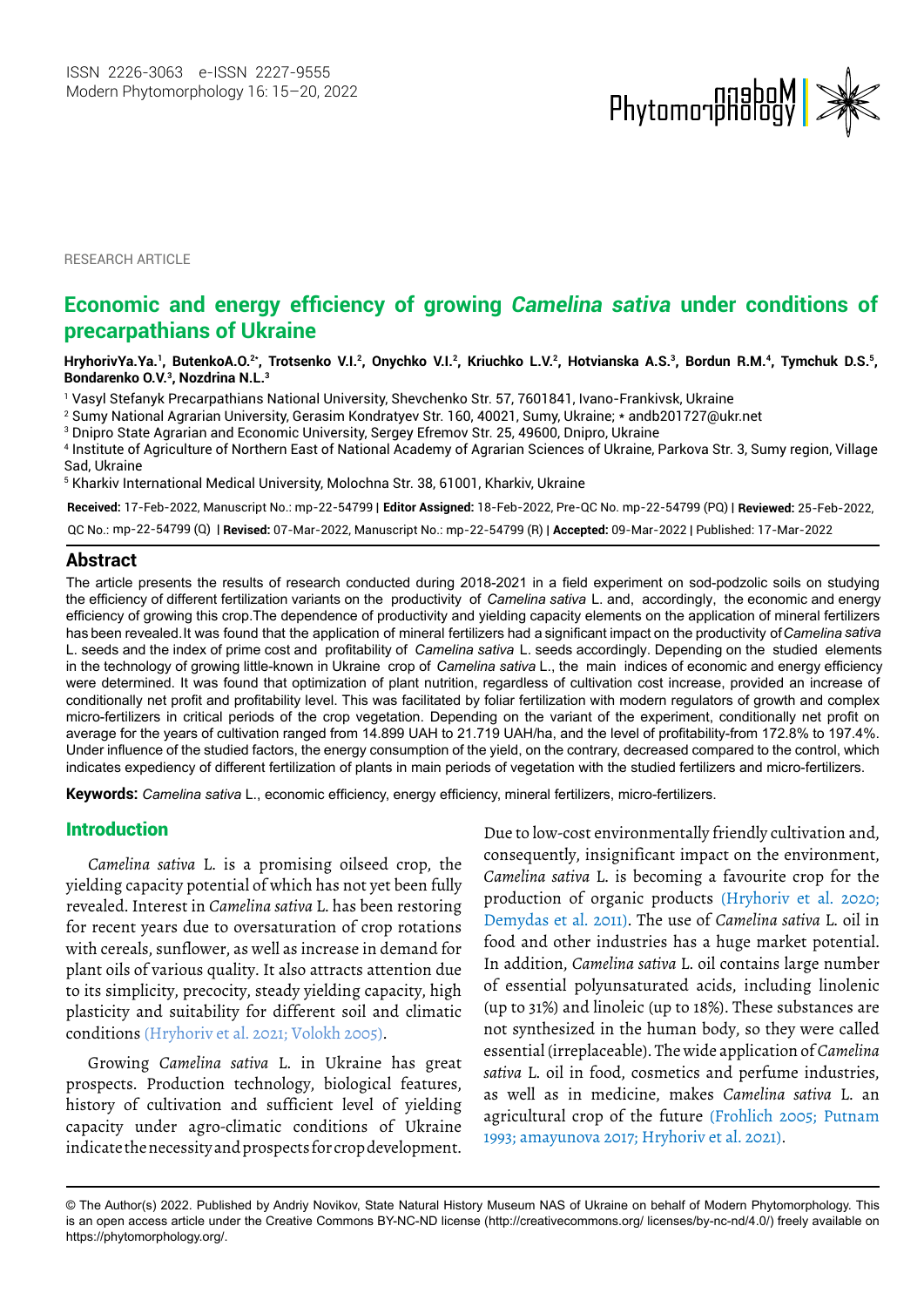ISSN 2226-3063 e-ISSN 2227-9555
Modern Phytomorphology 16: 15–20, 2022

RESEARCH ARTICLE

# Economic and energy efficiency of growing *Camelina sativa* under conditions of precarpathians of Ukraine

**HryhorivYa.Ya.[1], ButenkoA.O.[2*], Trotsenko V.I.[2], Onychko V.I.[2], Kriuchko L.V.[2], Hotvianska A.S.[3], Bordun R.M.[4], Tymchuk D.S.[5], Bondarenko O.V.[3], Nozdrina N.L.[3]**

[1] Vasyl Stefanyk Precarpathians National University, Shevchenko Str. 57, 7601841, Ivano-Frankivsk, Ukraine

[2] Sumy National Agrarian University, Gerasim Kondratyev Str. 160, 40021, Sumy, Ukraine; * andb201727@ukr.net

[3] Dnipro State Agrarian and Economic University, Sergey Efremov Str. 25, 49600, Dnipro, Ukraine

[4] Institute of Agriculture of Northern East of National Academy of Agrarian Sciences of Ukraine, Parkova Str. 3, Sumy region, Village Sad, Ukraine

[5] Kharkiv International Medical University, Molochna Str. 38, 61001, Kharkiv, Ukraine

**Received:** 17-Feb-2022, Manuscript No.: mp-22-54799 | **Editor Assigned:** 18-Feb-2022, Pre-QC No. mp-22-54799 (PQ) | **Reviewed:** 25-Feb-2022, QC No.: mp-22-54799 (Q) | **Revised:** 07-Mar-2022, Manuscript No.: mp-22-54799 (R) | **Accepted:** 09-Mar-2022 | Published: 17-Mar-2022

## Abstract

The article presents the results of research conducted during 2018-2021 in a field experiment on sod-podzolic soils on studying the efficiency of different fertilization variants on the productivity of *Camelina sativa* L. and, accordingly, the economic and energy efficiency of growing this crop.The dependence of productivity and yielding capacity elements on the application of mineral fertilizers has been revealed.It was found that the application of mineral fertilizers had a significant impact on the productivity of *Camelina sativa* L. seeds and the index of prime cost and profitability of *Camelina sativa* L. seeds accordingly. Depending on the studied elements in the technology of growing little-known in Ukraine crop of *Camelina sativa* L., the main indices of economic and energy efficiency were determined. It was found that optimization of plant nutrition, regardless of cultivation cost increase, provided an increase of conditionally net profit and profitability level. This was facilitated by foliar fertilization with modern regulators of growth and complex micro-fertilizers in critical periods of the crop vegetation. Depending on the variant of the experiment, conditionally net profit on average for the years of cultivation ranged from 14.899 UAH to 21.719 UAH/ha, and the level of profitability-from 172.8% to 197.4%. Under influence of the studied factors, the energy consumption of the yield, on the contrary, decreased compared to the control, which indicates expediency of different fertilization of plants in main periods of vegetation with the studied fertilizers and micro-fertilizers.

**Keywords:** *Camelina sativa* L., economic efficiency, energy efficiency, mineral fertilizers, micro-fertilizers.

## Introduction

*Camelina sativa* L. is a promising oilseed crop, the yielding capacity potential of which has not yet been fully revealed. Interest in *Camelina sativa* L. has been restoring for recent years due to oversaturation of crop rotations with cereals, sunflower, as well as increase in demand for plant oils of various quality. It also attracts attention due to its simplicity, precocity, steady yielding capacity, high plasticity and suitability for different soil and climatic conditions (Hryhoriv et al. 2021; Volokh 2005).

Growing *Camelina sativa* L. in Ukraine has great prospects. Production technology, biological features, history of cultivation and sufficient level of yielding capacity under agro-climatic conditions of Ukraine indicate the necessity and prospects for crop development. Due to low-cost environmentally friendly cultivation and, consequently, insignificant impact on the environment, *Camelina sativa* L. is becoming a favourite crop for the production of organic products (Hryhoriv et al. 2020; Demydas et al. 2011). The use of *Camelina sativa* L. oil in food and other industries has a huge market potential. In addition, *Camelina sativa* L. oil contains large number of essential polyunsaturated acids, including linolenic (up to 31%) and linoleic (up to 18%). These substances are not synthesized in the human body, so they were called essential (irreplaceable). The wide application of *Camelina sativa* L. oil in food, cosmetics and perfume industries, as well as in medicine, makes *Camelina sativa* L. an agricultural crop of the future (Frohlich 2005; Putnam 1993; amayunova 2017; Hryhoriv et al. 2021).

© The Author(s) 2022. Published by Andriy Novikov, State Natural History Museum NAS of Ukraine on behalf of Modern Phytomorphology. This is an open access article under the Creative Commons BY-NC-ND license (http://creativecommons.org/ licenses/by-nc-nd/4.0/) freely available on https://phytomorphology.org/.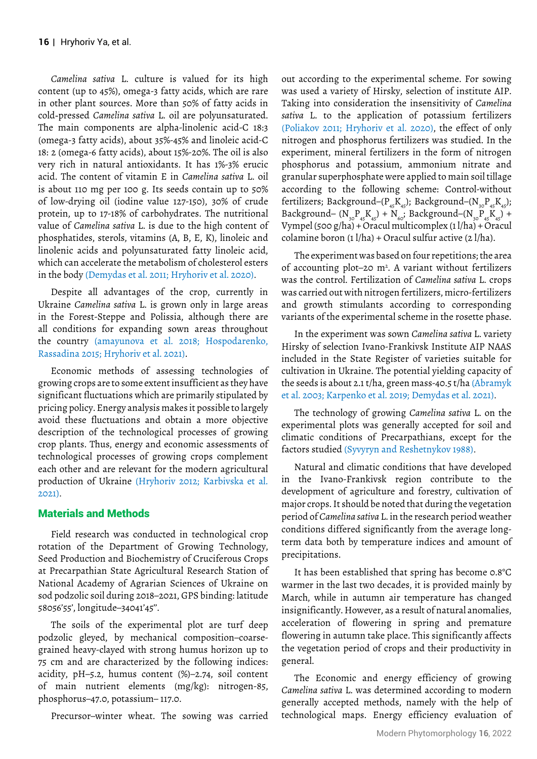*Camelina sativa* L. culture is valued for its high content (up to 45%), omega-3 fatty acids, which are rare in other plant sources. More than 50% of fatty acids in cold-pressed *Camelina sativa* L. oil are polyunsaturated. The main components are alpha-linolenic acid-C 18:3 (omega-3 fatty acids), about 35%-45% and linoleic acid-C 18: 2 (omega-6 fatty acids), about 15%-20%. The oil is also very rich in natural antioxidants. It has 1%-3% erucic acid. The content of vitamin E in *Camelina sativa* L. oil is about 110 mg per 100 g. Its seeds contain up to 50% of low-drying oil (iodine value 127-150), 30% of crude protein, up to 17-18% of carbohydrates. The nutritional value of *Camelina sativa* L. is due to the high content of phosphatides, sterols, vitamins (A, B, E, K), linoleic and linolenic acids and polyunsaturated fatty linoleic acid, which can accelerate the metabolism of cholesterol esters in the body (Demydas et al. 2011; Hryhoriv et al. 2020).

Despite all advantages of the crop, currently in Ukraine *Camelina sativa* L. is grown only in large areas in the Forest-Steppe and Polissia, although there are all conditions for expanding sown areas throughout the country (amayunova et al. 2018; Hospodarenko, Rassadina 2015; Hryhoriv et al. 2021).

Economic methods of assessing technologies of growing crops are to some extent insufficient as they have significant fluctuations which are primarily stipulated by pricing policy. Energy analysis makes it possible to largely avoid these fluctuations and obtain a more objective description of the technological processes of growing crop plants. Thus, energy and economic assessments of technological processes of growing crops complement each other and are relevant for the modern agricultural production of Ukraine (Hryhoriv 2012; Karbivska et al. 2021).

## Materials and Methods

Field research was conducted in technological crop rotation of the Department of Growing Technology, Seed Production and Biochemistry of Cruciferous Crops at Precarpathian State Agricultural Research Station of National Academy of Agrarian Sciences of Ukraine on sod podzolic soil during 2018–2021, GPS binding: latitude 58056'55', longitude–34041'45''.

The soils of the experimental plot are turf deep podzolic gleyed, by mechanical composition–coarse-grained heavy-clayed with strong humus horizon up to 75 cm and are characterized by the following indices: acidity, pH–5.2, humus content (%)–2.74, soil content of main nutrient elements (mg/kg): nitrogen-85, phosphorus–47.0, potassium– 117.0.

Precursor–winter wheat. The sowing was carried out according to the experimental scheme. For sowing was used a variety of Hirsky, selection of institute AIP. Taking into consideration the insensitivity of *Camelina sativa* L. to the application of potassium fertilizers (Poliakov 2011; Hryhoriv et al. 2020), the effect of only nitrogen and phosphorus fertilizers was studied. In the experiment, mineral fertilizers in the form of nitrogen phosphorus and potassium, ammonium nitrate and granular superphosphate were applied to main soil tillage according to the following scheme: Control-without fertilizers; Background–($P_{45}K_{45}$); Background–($N_{30}P_{45}K_{45}$); Background– ($N_{30}P_{45}K_{45}$) + $N_{60}$; Background–($N_{30}P_{45}K_{45}$) + Vympel (500 g/ha) + Oracul multicomplex (1 l/ha) + Oracul colamine boron (1 l/ha) + Oracul sulfur active (2 l/ha).

The experiment was based on four repetitions; the area of accounting plot–20 m². A variant without fertilizers was the control. Fertilization of *Camelina sativa* L. crops was carried out with nitrogen fertilizers, micro-fertilizers and growth stimulants according to corresponding variants of the experimental scheme in the rosette phase.

In the experiment was sown *Camelina sativa* L. variety Hirsky of selection Ivano-Frankivsk Institute AIP NAAS included in the State Register of varieties suitable for cultivation in Ukraine. The potential yielding capacity of the seeds is about 2.1 t/ha, green mass-40.5 t/ha (Abramyk et al. 2003; Karpenko et al. 2019; Demydas et al. 2021).

The technology of growing *Camelina sativa* L. on the experimental plots was generally accepted for soil and climatic conditions of Precarpathians, except for the factors studied (Syvyryn and Reshetnykov 1988).

Natural and climatic conditions that have developed in the Ivano-Frankivsk region contribute to the development of agriculture and forestry, cultivation of major crops. It should be noted that during the vegetation period of *Camelina sativa* L. in the research period weather conditions differed significantly from the average long-term data both by temperature indices and amount of precipitations.

It has been established that spring has become 0.8°C warmer in the last two decades, it is provided mainly by March, while in autumn air temperature has changed insignificantly. However, as a result of natural anomalies, acceleration of flowering in spring and premature flowering in autumn take place. This significantly affects the vegetation period of crops and their productivity in general.

The Economic and energy efficiency of growing *Camelina sativa* L. was determined according to modern generally accepted methods, namely with the help of technological maps. Energy efficiency evaluation of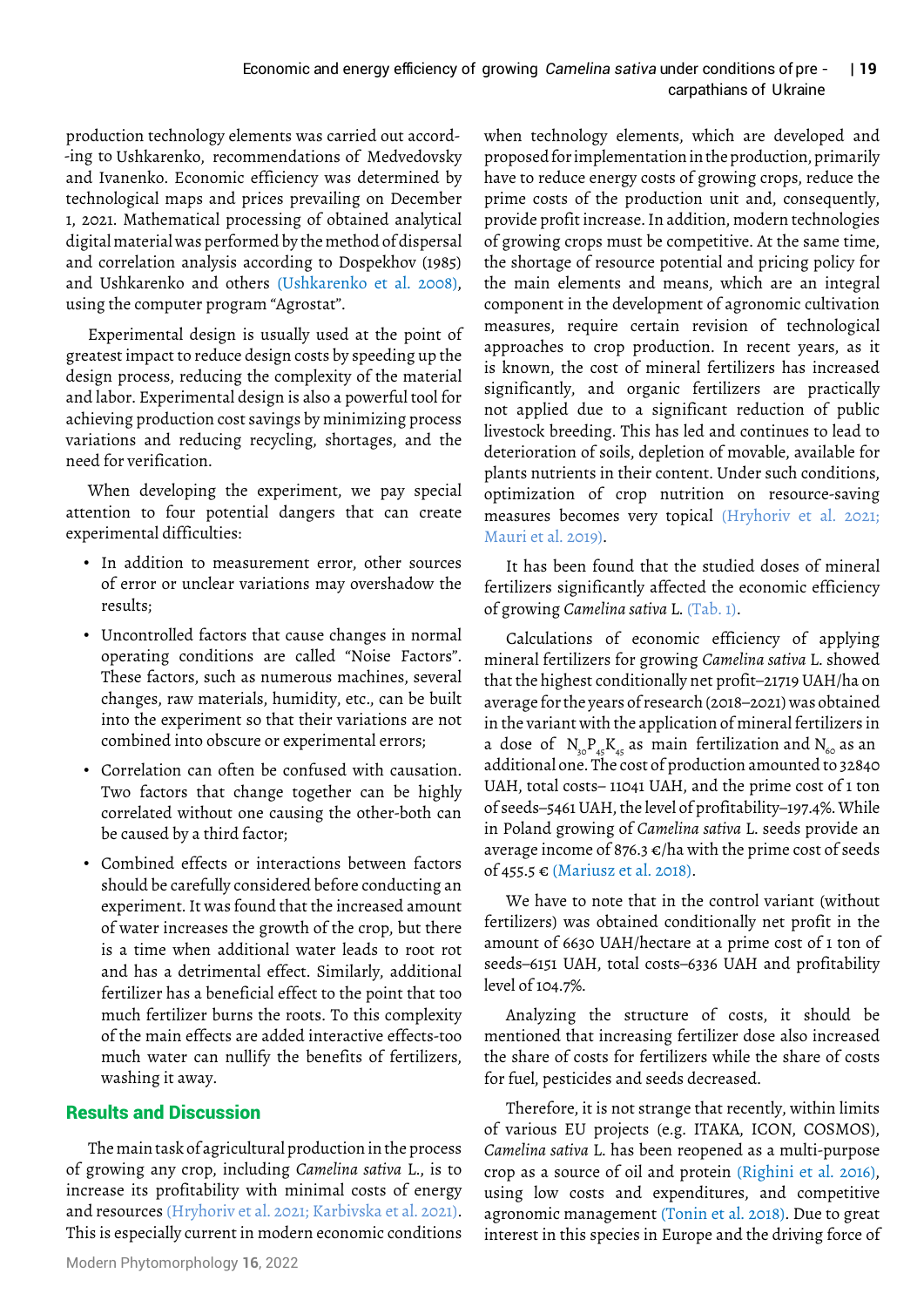production technology elements was carried out accord--ing to Ushkarenko, recommendations of Medvedovsky and Ivanenko. Economic efficiency was determined by technological maps and prices prevailing on December 1, 2021. Mathematical processing of obtained analytical digital material was performed by the method of dispersal and correlation analysis according to Dospekhov (1985) and Ushkarenko and others (Ushkarenko et al. 2008), using the computer program "Agrostat".

Experimental design is usually used at the point of greatest impact to reduce design costs by speeding up the design process, reducing the complexity of the material and labor. Experimental design is also a powerful tool for achieving production cost savings by minimizing process variations and reducing recycling, shortages, and the need for verification.

When developing the experiment, we pay special attention to four potential dangers that can create experimental difficulties:

- In addition to measurement error, other sources of error or unclear variations may overshadow the results;
- Uncontrolled factors that cause changes in normal operating conditions are called "Noise Factors". These factors, such as numerous machines, several changes, raw materials, humidity, etc., can be built into the experiment so that their variations are not combined into obscure or experimental errors;
- Correlation can often be confused with causation. Two factors that change together can be highly correlated without one causing the other-both can be caused by a third factor;
- Combined effects or interactions between factors should be carefully considered before conducting an experiment. It was found that the increased amount of water increases the growth of the crop, but there is a time when additional water leads to root rot and has a detrimental effect. Similarly, additional fertilizer has a beneficial effect to the point that too much fertilizer burns the roots. To this complexity of the main effects are added interactive effects-too much water can nullify the benefits of fertilizers, washing it away.

## Results and Discussion

The main task of agricultural production in the process of growing any crop, including *Camelina sativa* L., is to increase its profitability with minimal costs of energy and resources (Hryhoriv et al. 2021; Karbivska et al. 2021). This is especially current in modern economic conditions when technology elements, which are developed and proposed for implementation in the production, primarily have to reduce energy costs of growing crops, reduce the prime costs of the production unit and, consequently, provide profit increase. In addition, modern technologies of growing crops must be competitive. At the same time, the shortage of resource potential and pricing policy for the main elements and means, which are an integral component in the development of agronomic cultivation measures, require certain revision of technological approaches to crop production. In recent years, as it is known, the cost of mineral fertilizers has increased significantly, and organic fertilizers are practically not applied due to a significant reduction of public livestock breeding. This has led and continues to lead to deterioration of soils, depletion of movable, available for plants nutrients in their content. Under such conditions, optimization of crop nutrition on resource-saving measures becomes very topical (Hryhoriv et al. 2021; Mauri et al. 2019).

It has been found that the studied doses of mineral fertilizers significantly affected the economic efficiency of growing *Camelina sativa* L. (Tab. 1).

Calculations of economic efficiency of applying mineral fertilizers for growing *Camelina sativa* L. showed that the highest conditionally net profit–21719 UAH/ha on average for the years of research (2018–2021) was obtained in the variant with the application of mineral fertilizers in a dose of $N_{30}P_{45}K_{45}$ as main fertilization and $N_{60}$ as an additional one. The cost of production amounted to 32840 UAH, total costs– 11041 UAH, and the prime cost of 1 ton of seeds–5461 UAH, the level of profitability–197.4%. While in Poland growing of *Camelina sativa* L. seeds provide an average income of 876.3 €/ha with the prime cost of seeds of 455.5 € (Mariusz et al. 2018).

We have to note that in the control variant (without fertilizers) was obtained conditionally net profit in the amount of 6630 UAH/hectare at a prime cost of 1 ton of seeds–6151 UAH, total costs–6336 UAH and profitability level of 104.7%.

Analyzing the structure of costs, it should be mentioned that increasing fertilizer dose also increased the share of costs for fertilizers while the share of costs for fuel, pesticides and seeds decreased.

Therefore, it is not strange that recently, within limits of various EU projects (e.g. ITAKA, ICON, COSMOS), *Camelina sativa* L. has been reopened as a multi-purpose crop as a source of oil and protein (Righini et al. 2016), using low costs and expenditures, and competitive agronomic management (Tonin et al. 2018). Due to great interest in this species in Europe and the driving force of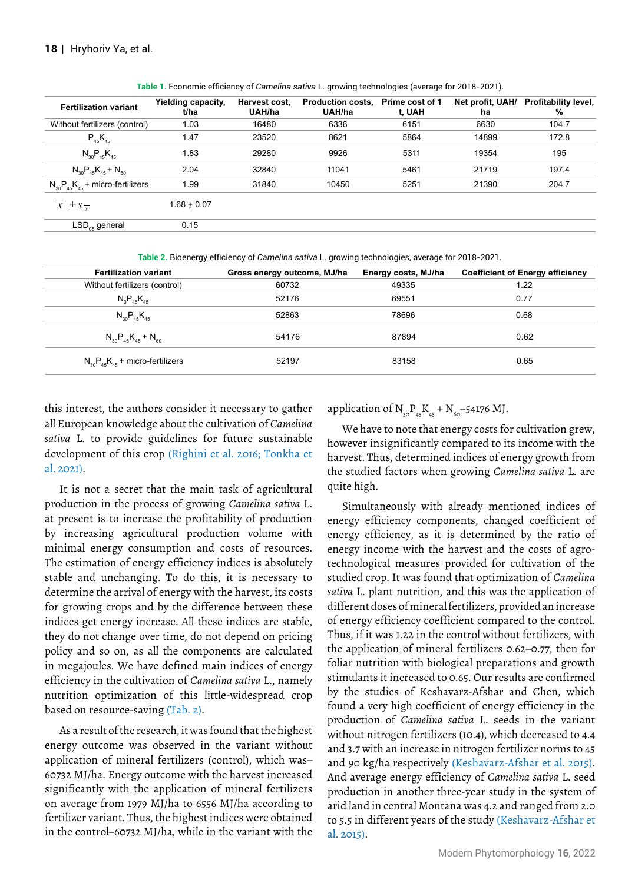**Table 1.** Economic efficiency of *Camelina sativa* L. growing technologies (average for 2018-2021).

| Fertilization variant | Yielding capacity, t/ha | Harvest cost, UAH/ha | Production costs, UAH/ha | Prime cost of 1 t, UAH | Net profit, UAH/ ha | Profitability level, % |
|---|---|---|---|---|---|---|
| Without fertilizers (control) | 1.03 | 16480 | 6336 | 6151 | 6630 | 104.7 |
| $P_{45}K_{45}$ | 1.47 | 23520 | 8621 | 5864 | 14899 | 172.8 |
| $N_{30}P_{45}K_{45}$ | 1.83 | 29280 | 9926 | 5311 | 19354 | 195 |
| $N_{30}P_{45}K_{45} + N_{60}$ | 2.04 | 32840 | 11041 | 5461 | 21719 | 197.4 |
| $N_{30}P_{45}K_{45}$ + micro-fertilizers | 1.99 | 31840 | 10450 | 5251 | 21390 | 204.7 |
| $\overline{X} \pm s_{\overline{x}}$ | 1.68 ± 0.07 | | | | | |
| $LSD_{05}$ general | 0.15 | | | | | |

**Table 2.** Bioenergy efficiency of *Camelina sativa* L. growing technologies, average for 2018-2021.

| Fertilization variant | Gross energy outcome, MJ/ha | Energy costs, MJ/ha | Coefficient of Energy efficiency |
|---|---|---|---|
| Without fertilizers (control) | 60732 | 49335 | 1.22 |
| $N_0P_{45}K_{45}$ | 52176 | 69551 | 0.77 |
| $N_{30}P_{45}K_{45}$ | 52863 | 78696 | 0.68 |
| $N_{30}P_{45}K_{45} + N_{60}$ | 54176 | 87894 | 0.62 |
| $N_{30}P_{45}K_{45}$ + micro-fertilizers | 52197 | 83158 | 0.65 |

this interest, the authors consider it necessary to gather all European knowledge about the cultivation of *Camelina sativa* L. to provide guidelines for future sustainable development of this crop (Righini et al. 2016; Tonkha et al. 2021).

It is not a secret that the main task of agricultural production in the process of growing *Camelina sativa* L. at present is to increase the profitability of production by increasing agricultural production volume with minimal energy consumption and costs of resources. The estimation of energy efficiency indices is absolutely stable and unchanging. To do this, it is necessary to determine the arrival of energy with the harvest, its costs for growing crops and by the difference between these indices get energy increase. All these indices are stable, they do not change over time, do not depend on pricing policy and so on, as all the components are calculated in megajoules. We have defined main indices of energy efficiency in the cultivation of *Camelina sativa* L., namely nutrition optimization of this little-widespread crop based on resource-saving (Tab. 2).

As a result of the research, it was found that the highest energy outcome was observed in the variant without application of mineral fertilizers (control), which was– 60732 MJ/ha. Energy outcome with the harvest increased significantly with the application of mineral fertilizers on average from 1979 MJ/ha to 6556 MJ/ha according to fertilizer variant. Thus, the highest indices were obtained in the control–60732 MJ/ha, while in the variant with the application of $N_{30}P_{45}K_{45} + N_{60}$–54176 MJ.

We have to note that energy costs for cultivation grew, however insignificantly compared to its income with the harvest. Thus, determined indices of energy growth from the studied factors when growing *Camelina sativa* L. are quite high.

Simultaneously with already mentioned indices of energy efficiency components, changed coefficient of energy efficiency, as it is determined by the ratio of energy income with the harvest and the costs of agro-technological measures provided for cultivation of the studied crop. It was found that optimization of *Camelina sativa* L. plant nutrition, and this was the application of different doses of mineral fertilizers, provided an increase of energy efficiency coefficient compared to the control. Thus, if it was 1.22 in the control without fertilizers, with the application of mineral fertilizers 0.62–0.77, then for foliar nutrition with biological preparations and growth stimulants it increased to 0.65. Our results are confirmed by the studies of Keshavarz-Afshar and Chen, which found a very high coefficient of energy efficiency in the production of *Camelina sativa* L. seeds in the variant without nitrogen fertilizers (10.4), which decreased to 4.4 and 3.7 with an increase in nitrogen fertilizer norms to 45 and 90 kg/ha respectively (Keshavarz-Afshar et al. 2015). And average energy efficiency of *Camelina sativa* L. seed production in another three-year study in the system of arid land in central Montana was 4.2 and ranged from 2.0 to 5.5 in different years of the study (Keshavarz-Afshar et al. 2015).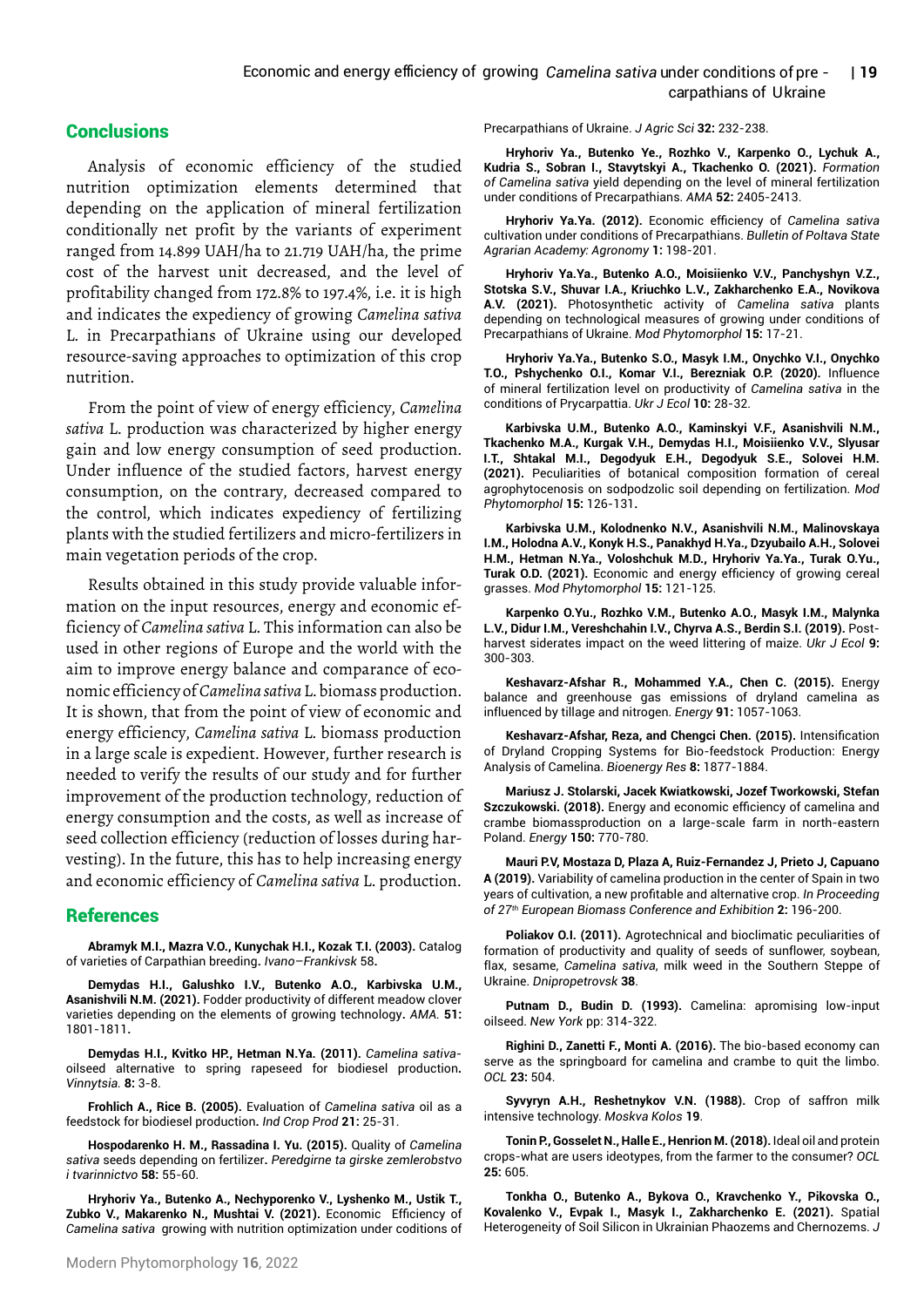## Conclusions

Analysis of economic efficiency of the studied nutrition optimization elements determined that depending on the application of mineral fertilization conditionally net profit by the variants of experiment ranged from 14.899 UAH/ha to 21.719 UAH/ha, the prime cost of the harvest unit decreased, and the level of profitability changed from 172.8% to 197.4%, i.e. it is high and indicates the expediency of growing *Camelina sativa* L. in Precarpathians of Ukraine using our developed resource-saving approaches to optimization of this crop nutrition.

From the point of view of energy efficiency, *Camelina sativa* L. production was characterized by higher energy gain and low energy consumption of seed production. Under influence of the studied factors, harvest energy consumption, on the contrary, decreased compared to the control, which indicates expediency of fertilizing plants with the studied fertilizers and micro-fertilizers in main vegetation periods of the crop.

Results obtained in this study provide valuable information on the input resources, energy and economic efficiency of *Camelina sativa* L. This information can also be used in other regions of Europe and the world with the aim to improve energy balance and comparance of economic efficiency of *Camelina sativa* L. biomass production. It is shown, that from the point of view of economic and energy efficiency, *Camelina sativa* L. biomass production in a large scale is expedient. However, further research is needed to verify the results of our study and for further improvement of the production technology, reduction of energy consumption and the costs, as well as increase of seed collection efficiency (reduction of losses during harvesting). In the future, this has to help increasing energy and economic efficiency of *Camelina sativa* L. production.

## References

**Abramyk M.I., Mazra V.O., Kunychak H.I., Kozak T.I. (2003).** Catalog of varieties of Carpathian breeding**.** *Ivano–Frankivsk* 58**.**

**Demydas H.I., Galushko I.V., Butenko A.O., Karbivska U.M., Asanishvili N.M. (2021).** Fodder productivity of different meadow clover varieties depending on the elements of growing technology**.** *AMA.* **51:** 1801-1811**.**

**Demydas H.I., Kvitko HP., Hetman N.Ya. (2011).** *Camelina sativa*-oilseed alternative to spring rapeseed for biodiesel production**.** *Vinnytsia.* **8:** 3-8.

**Frohlich A., Rice B. (2005).** Evaluation of *Camelina sativa* oil as a feedstock for biodiesel production**.** *Ind Crop Prod* **21:** 25-31.

**Hospodarenko H. M., Rassadina I. Yu. (2015).** Quality of *Camelina sativa* seeds depending on fertilizer**.** *Peredgirne ta girske zemlerobstvo i tvarinnictvo* **58:** 55-60.

**Hryhoriv Ya., Butenko A., Nechyporenko V., Lyshenko M., Ustik T., Zubko V., Makarenko N., Mushtai V. (2021).** Economic Efficiency of *Camelina sativa* growing with nutrition optimization under coditions of Precarpathians of Ukraine. *J Agric Sci* **32:** 232-238.

**Hryhoriv Ya., Butenko Ye., Rozhko V., Karpenko O., Lychuk A., Kudria S., Sobran I., Stavytskyi A., Tkachenko O. (2021).** *Formation of Camelina sativa* yield depending on the level of mineral fertilization under conditions of Precarpathians. *AMA* **52:** 2405-2413.

**Hryhoriv Ya.Ya. (2012).** Economic efficiency of *Camelina sativa* cultivation under conditions of Precarpathians. *Bulletin of Poltava State Agrarian Academy: Agronomy* **1:** 198-201.

**Hryhoriv Ya.Ya., Butenko A.O., Moisiienko V.V., Panchyshyn V.Z., Stotska S.V., Shuvar I.A., Kriuchko L.V., Zakharchenko E.A., Novikova A.V. (2021).** Photosynthetic activity of *Camelina sativa* plants depending on technological measures of growing under conditions of Precarpathians of Ukraine. *Mod Phytomorphol* **15:** 17-21.

**Hryhoriv Ya.Ya., Butenko S.O., Masyk I.M., Onychko V.I., Onychko T.O., Pshychenko O.I., Komar V.I., Berezniak O.P. (2020).** Influence of mineral fertilization level on productivity of *Camelina sativa* in the conditions of Prycarpattia. *Ukr J Ecol* **10:** 28-32.

**Karbivska U.M., Butenko A.O., Kaminskyi V.F., Asanishvili N.M., Tkachenko M.A., Kurgak V.H., Demydas H.I., Moisiienko V.V., Slyusar I.T., Shtakal M.I., Degodyuk E.H., Degodyuk S.E., Solovei H.M. (2021).** Peculiarities of botanical composition formation of cereal agrophytocenosis on sodpodzolic soil depending on fertilization. *Mod Phytomorphol* **15:** 126-131**.**

**Karbivska U.M., Kolodnenko N.V., Asanishvili N.M., Malinovskaya I.M., Holodna A.V., Konyk H.S., Panakhyd H.Ya., Dzyubailo A.H., Solovei H.M., Hetman N.Ya., Voloshchuk M.D., Hryhoriv Ya.Ya., Turak O.Yu., Turak O.D. (2021).** Economic and energy efficiency of growing cereal grasses. *Mod Phytomorphol* **15:** 121-125.

**Karpenko O.Yu., Rozhko V.M., Butenko A.O., Masyk I.M., Malynka L.V., Didur I.M., Vereshchahin I.V., Chyrva A.S., Berdin S.I. (2019).** Post-harvest siderates impact on the weed littering of maize. *Ukr J Ecol* **9:** 300-303.

**Keshavarz-Afshar R., Mohammed Y.A., Chen C. (2015).** Energy balance and greenhouse gas emissions of dryland camelina as influenced by tillage and nitrogen. *Energy* **91:** 1057-1063.

**Keshavarz-Afshar, Reza, and Chengci Chen. (2015).** Intensification of Dryland Cropping Systems for Bio-feedstock Production: Energy Analysis of Camelina. *Bioenergy Res* **8:** 1877-1884.

**Mariusz J. Stolarski, Jacek Kwiatkowski, Jozef Tworkowski, Stefan Szczukowski. (2018).** Energy and economic efficiency of camelina and crambe biomassproduction on a large-scale farm in north-eastern Poland. *Energy* **150:** 770-780.

**Mauri P.V, Mostaza D, Plaza A, Ruiz-Fernandez J, Prieto J, Capuano A (2019).** Variability of camelina production in the center of Spain in two years of cultivation, a new profitable and alternative crop. *In Proceeding of 27th European Biomass Conference and Exhibition* **2:** 196-200.

**Poliakov O.I. (2011).** Agrotechnical and bioclimatic peculiarities of formation of productivity and quality of seeds of sunflower, soybean, flax, sesame, *Camelina sativa*, milk weed in the Southern Steppe of Ukraine. *Dnipropetrovsk* **38**.

**Putnam D., Budin D. (1993).** Camelina: apromising low-input oilseed. *New York* pp: 314-322.

**Righini D., Zanetti F., Monti A. (2016).** The bio-based economy can serve as the springboard for camelina and crambe to quit the limbo. *OCL* **23:** 504.

**Syvyryn A.H., Reshetnykov V.N. (1988).** Crop of saffron milk intensive technology. *Moskva Kolos* **19**.

**Tonin P., Gosselet N., Halle E., Henrion M. (2018).** Ideal oil and protein crops-what are users ideotypes, from the farmer to the consumer? *OCL* **25:** 605.

**Tonkha O., Butenko A., Bykova O., Kravchenko Y., Pikovska O., Kovalenko V., Evpak I., Masyk I., Zakharchenko E. (2021).** Spatial Heterogeneity of Soil Silicon in Ukrainian Phaozems and Chernozems. *J*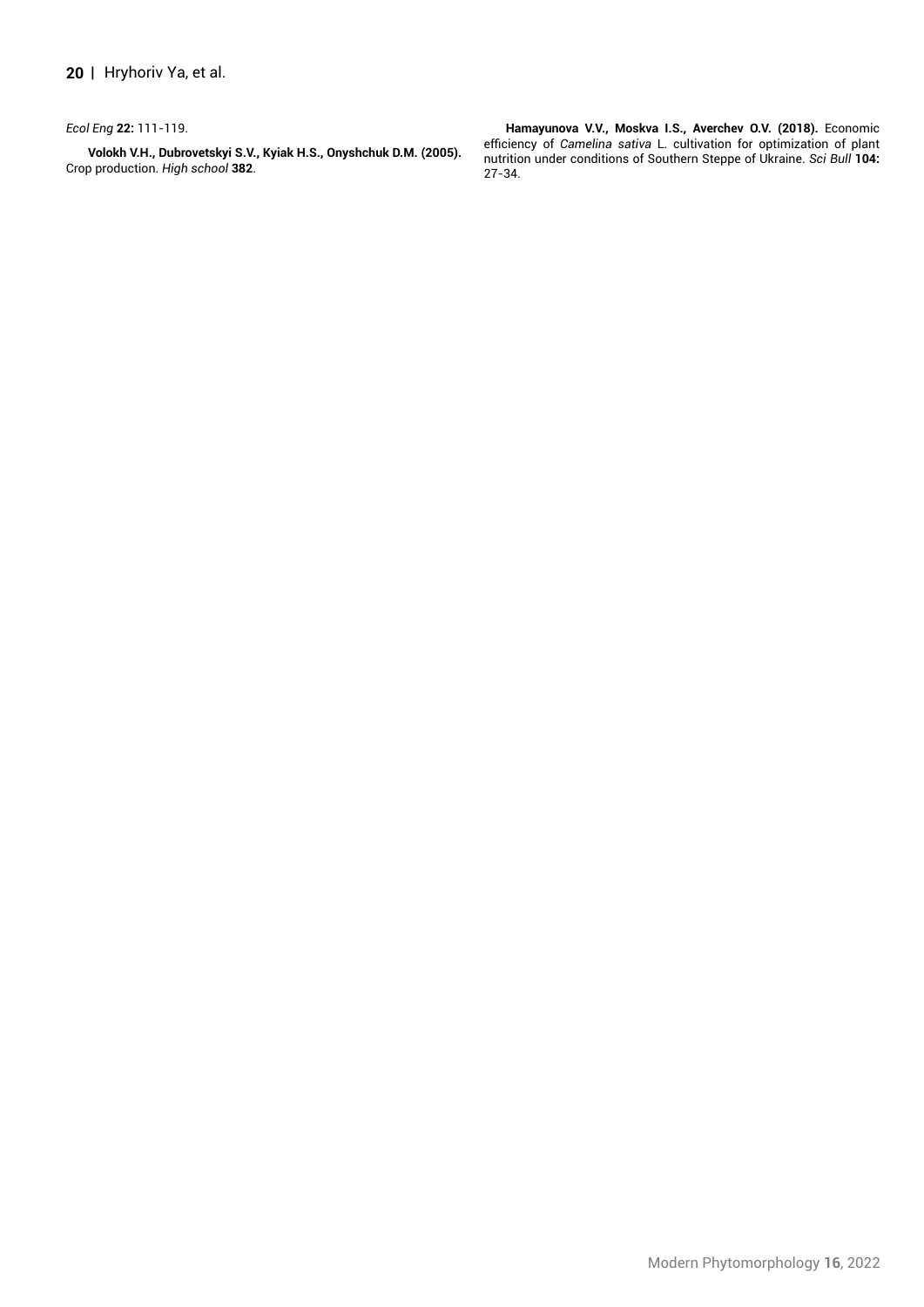*Ecol Eng* **22:** 111-119.

**Volokh V.H., Dubrovetskyi S.V., Kyiak H.S., Onyshchuk D.M. (2005).** Crop production. *High school* **382**.

**Hamayunova V.V., Moskva I.S., Averchev O.V. (2018).** Economic efficiency of *Camelina sativa* L. cultivation for optimization of plant nutrition under conditions of Southern Steppe of Ukraine. *Sci Bull* **104:** 27-34.